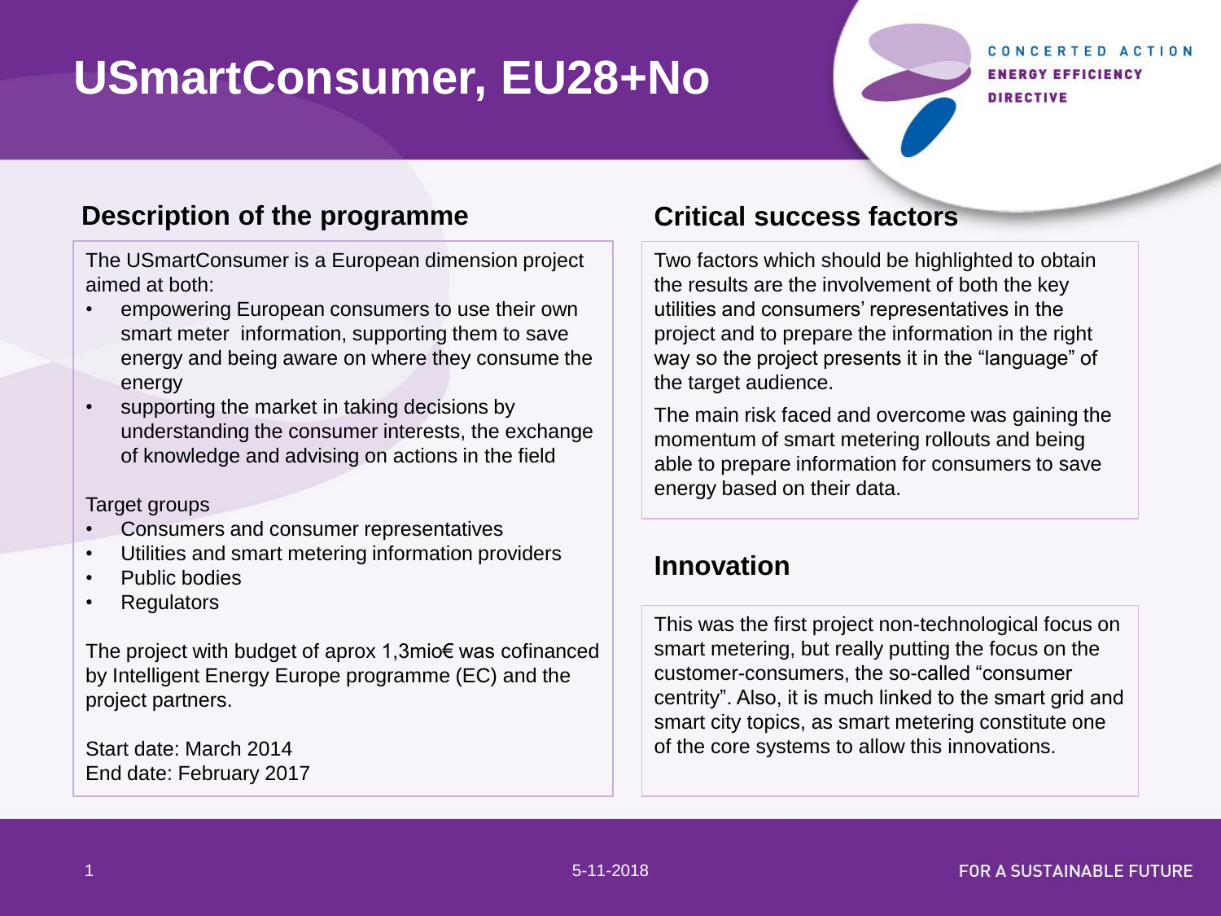# USmartConsumer, EU28+No

## Description of the programme

The USmartConsumer is a European dimension project aimed at both:

- empowering European consumers to use their own smart meter information, supporting them to save energy and being aware on where they consume the energy
- supporting the market in taking decisions by understanding the consumer interests, the exchange of knowledge and advising on actions in the field

Target groups

- Consumers and consumer representatives
- Utilities and smart metering information providers
- Public bodies
- Regulators

The project with budget of aprox 1,3mio€ was cofinanced by Intelligent Energy Europe programme (EC) and the project partners.

Start date: March 2014
End date: February 2017

## Critical success factors

Two factors which should be highlighted to obtain the results are the involvement of both the key utilities and consumers' representatives in the project and to prepare the information in the right way so the project presents it in the "language" of the target audience.

The main risk faced and overcome was gaining the momentum of smart metering rollouts and being able to prepare information for consumers to save energy based on their data.

## Innovation

This was the first project non-technological focus on smart metering, but really putting the focus on the customer-consumers, the so-called "consumer centrity". Also, it is much linked to the smart grid and smart city topics, as smart metering constitute one of the core systems to allow this innovations.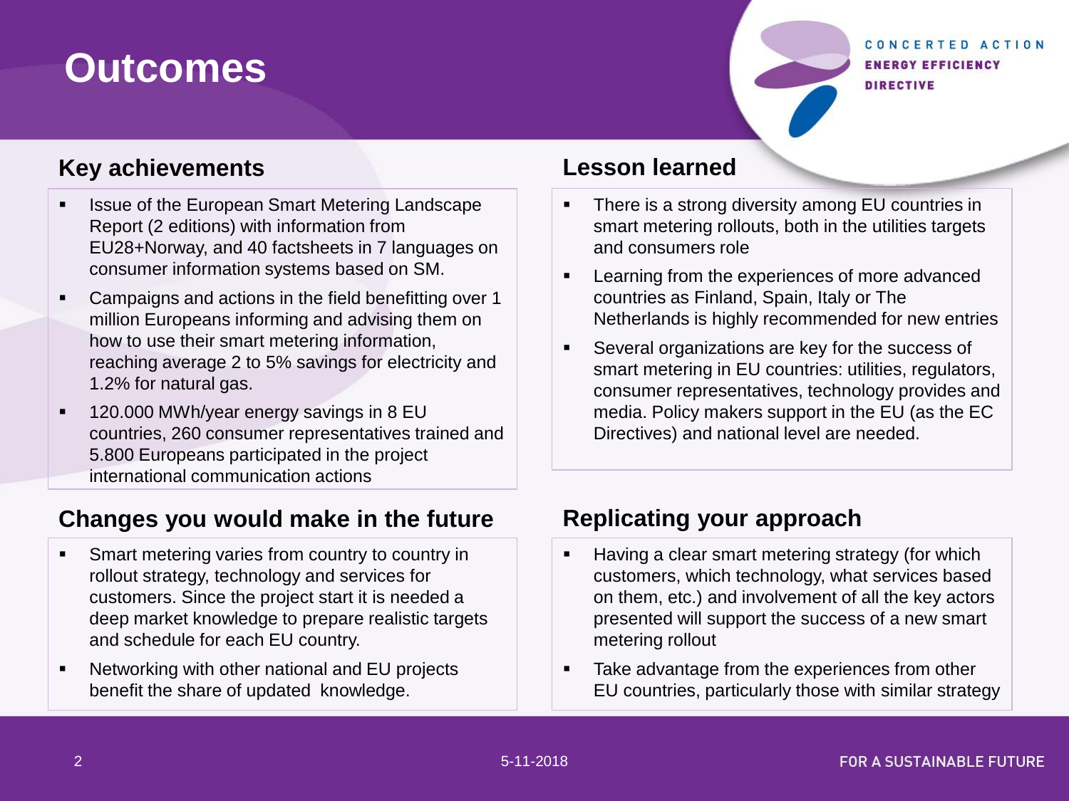# Outcomes

## Key achievements

- Issue of the European Smart Metering Landscape Report (2 editions) with information from EU28+Norway, and 40 factsheets in 7 languages on consumer information systems based on SM.
- Campaigns and actions in the field benefitting over 1 million Europeans informing and advising them on how to use their smart metering information, reaching average 2 to 5% savings for electricity and 1.2% for natural gas.
- 120.000 MWh/year energy savings in 8 EU countries, 260 consumer representatives trained and 5.800 Europeans participated in the project international communication actions

## Lesson learned

- There is a strong diversity among EU countries in smart metering rollouts, both in the utilities targets and consumers role
- Learning from the experiences of more advanced countries as Finland, Spain, Italy or The Netherlands is highly recommended for new entries
- Several organizations are key for the success of smart metering in EU countries: utilities, regulators, consumer representatives, technology provides and media. Policy makers support in the EU (as the EC Directives) and national level are needed.

## Changes you would make in the future

- Smart metering varies from country to country in rollout strategy, technology and services for customers. Since the project start it is needed a deep market knowledge to prepare realistic targets and schedule for each EU country.
- Networking with other national and EU projects benefit the share of updated knowledge.

## Replicating your approach

- Having a clear smart metering strategy (for which customers, which technology, what services based on them, etc.) and involvement of all the key actors presented will support the success of a new smart metering rollout
- Take advantage from the experiences from other EU countries, particularly those with similar strategy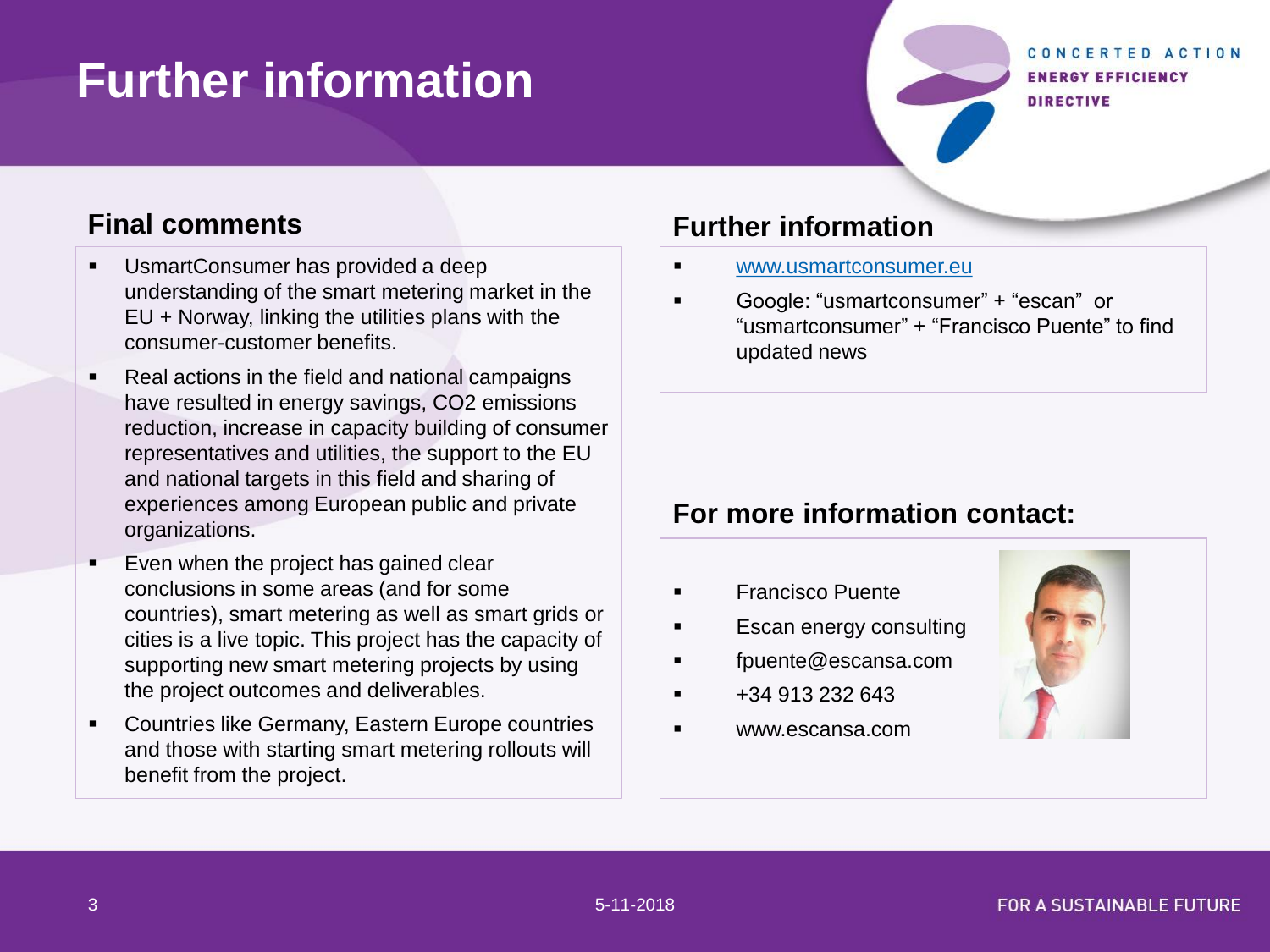# Further information

## Final comments

- UsmartConsumer has provided a deep understanding of the smart metering market in the EU + Norway, linking the utilities plans with the consumer-customer benefits.
- Real actions in the field and national campaigns have resulted in energy savings, $CO_2$ emissions reduction, increase in capacity building of consumer representatives and utilities, the support to the EU and national targets in this field and sharing of experiences among European public and private organizations.
- Even when the project has gained clear conclusions in some areas (and for some countries), smart metering as well as smart grids or cities is a live topic. This project has the capacity of supporting new smart metering projects by using the project outcomes and deliverables.
- Countries like Germany, Eastern Europe countries and those with starting smart metering rollouts will benefit from the project.

## Further information

- www.usmartconsumer.eu
- Google: “usmartconsumer” + “escan” or “usmartconsumer” + “Francisco Puente” to find updated news

## For more information contact:

- Francisco Puente
- Escan energy consulting
- fpuente@escansa.com
- +34 913 232 643
- www.escansa.com